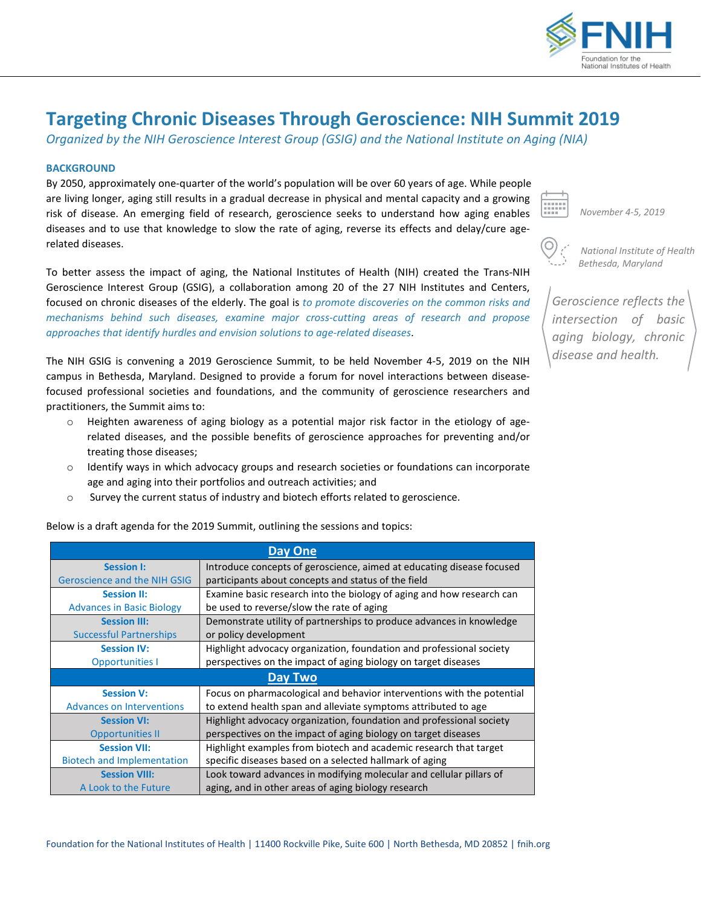# Targeting Chronic Diseases Through Geroscience: NIH Summit 2019

*Organized by the NIH Geroscience Interest Group (GSIG) and the National Institute on Aging (NIA)*

*November 4-5, 2019*

*National Institute of Health*
*Bethesda, Maryland*

*Geroscience reflects the intersection of basic aging biology, chronic disease and health.*

### BACKGROUND

By 2050, approximately one-quarter of the world's population will be over 60 years of age. While people are living longer, aging still results in a gradual decrease in physical and mental capacity and a growing risk of disease. An emerging field of research, geroscience seeks to understand how aging enables diseases and to use that knowledge to slow the rate of aging, reverse its effects and delay/cure age-related diseases.

To better assess the impact of aging, the National Institutes of Health (NIH) created the Trans-NIH Geroscience Interest Group (GSIG), a collaboration among 20 of the 27 NIH Institutes and Centers, focused on chronic diseases of the elderly. The goal is *to promote discoveries on the common risks and mechanisms behind such diseases, examine major cross-cutting areas of research and propose approaches that identify hurdles and envision solutions to age-related diseases*.

The NIH GSIG is convening a 2019 Geroscience Summit, to be held November 4-5, 2019 on the NIH campus in Bethesda, Maryland. Designed to provide a forum for novel interactions between disease-focused professional societies and foundations, and the community of geroscience researchers and practitioners, the Summit aims to:

- Heighten awareness of aging biology as a potential major risk factor in the etiology of age-related diseases, and the possible benefits of geroscience approaches for preventing and/or treating those diseases;
- Identify ways in which advocacy groups and research societies or foundations can incorporate age and aging into their portfolios and outreach activities; and
- Survey the current status of industry and biotech efforts related to geroscience.

Below is a draft agenda for the 2019 Summit, outlining the sessions and topics:

| Session | Description |
|---|---|
| **Day One** | |
| **Session I:** Geroscience and the NIH GSIG | Introduce concepts of geroscience, aimed at educating disease focused participants about concepts and status of the field |
| **Session II:** Advances in Basic Biology | Examine basic research into the biology of aging and how research can be used to reverse/slow the rate of aging |
| **Session III:** Successful Partnerships | Demonstrate utility of partnerships to produce advances in knowledge or policy development |
| **Session IV:** Opportunities I | Highlight advocacy organization, foundation and professional society perspectives on the impact of aging biology on target diseases |
| **Day Two** | |
| **Session V:** Advances on Interventions | Focus on pharmacological and behavior interventions with the potential to extend health span and alleviate symptoms attributed to age |
| **Session VI:** Opportunities II | Highlight advocacy organization, foundation and professional society perspectives on the impact of aging biology on target diseases |
| **Session VII:** Biotech and Implementation | Highlight examples from biotech and academic research that target specific diseases based on a selected hallmark of aging |
| **Session VIII:** A Look to the Future | Look toward advances in modifying molecular and cellular pillars of aging, and in other areas of aging biology research |

Foundation for the National Institutes of Health | 11400 Rockville Pike, Suite 600 | North Bethesda, MD 20852 | fnih.org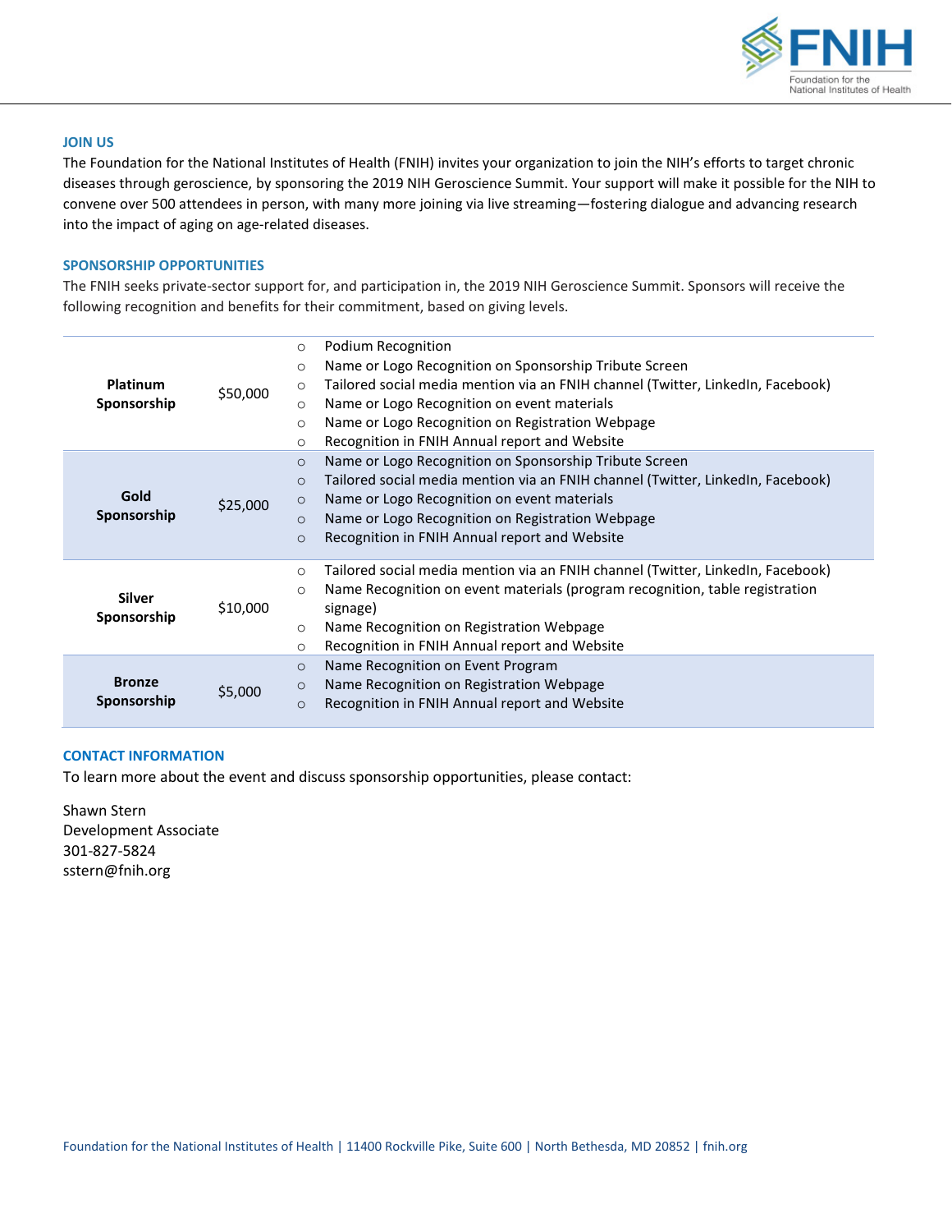## JOIN US

The Foundation for the National Institutes of Health (FNIH) invites your organization to join the NIH's efforts to target chronic diseases through geroscience, by sponsoring the 2019 NIH Geroscience Summit. Your support will make it possible for the NIH to convene over 500 attendees in person, with many more joining via live streaming—fostering dialogue and advancing research into the impact of aging on age-related diseases.

## SPONSORSHIP OPPORTUNITIES

The FNIH seeks private-sector support for, and participation in, the 2019 NIH Geroscience Summit. Sponsors will receive the following recognition and benefits for their commitment, based on giving levels.

| | | |
|---|---|---|
| **Platinum Sponsorship** | $50,000 | ○ Podium Recognition<br>○ Name or Logo Recognition on Sponsorship Tribute Screen<br>○ Tailored social media mention via an FNIH channel (Twitter, LinkedIn, Facebook)<br>○ Name or Logo Recognition on event materials<br>○ Name or Logo Recognition on Registration Webpage<br>○ Recognition in FNIH Annual report and Website |
| **Gold Sponsorship** | $25,000 | ○ Name or Logo Recognition on Sponsorship Tribute Screen<br>○ Tailored social media mention via an FNIH channel (Twitter, LinkedIn, Facebook)<br>○ Name or Logo Recognition on event materials<br>○ Name or Logo Recognition on Registration Webpage<br>○ Recognition in FNIH Annual report and Website |
| **Silver Sponsorship** | $10,000 | ○ Tailored social media mention via an FNIH channel (Twitter, LinkedIn, Facebook)<br>○ Name Recognition on event materials (program recognition, table registration signage)<br>○ Name Recognition on Registration Webpage<br>○ Recognition in FNIH Annual report and Website |
| **Bronze Sponsorship** | $5,000 | ○ Name Recognition on Event Program<br>○ Name Recognition on Registration Webpage<br>○ Recognition in FNIH Annual report and Website |

## CONTACT INFORMATION

To learn more about the event and discuss sponsorship opportunities, please contact:

Shawn Stern
Development Associate
301-827-5824
sstern@fnih.org